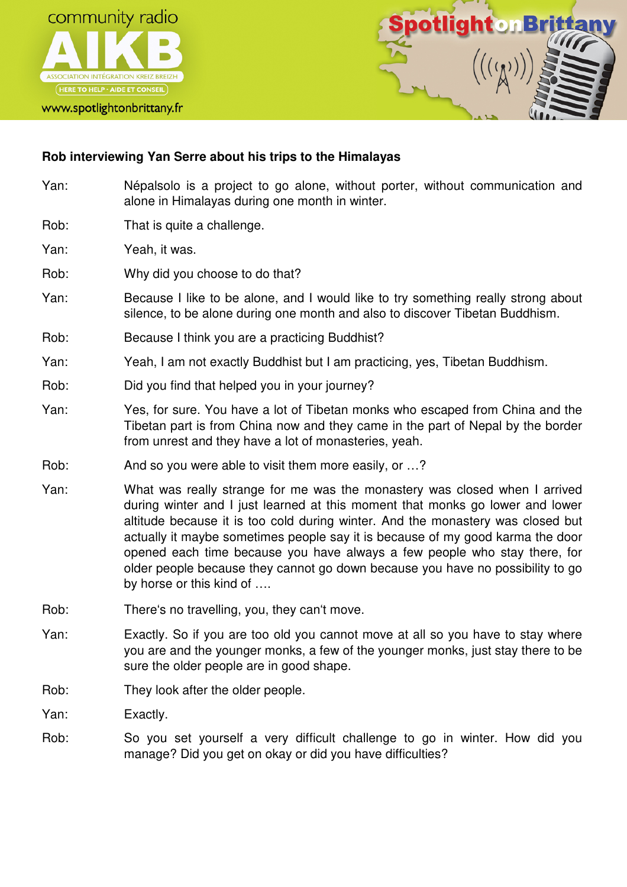**Rob interviewing Yan Serre about his trips to the Himalayas**

Yan: Népalsolo is a project to go alone, without porter, without communication and alone in Himalayas during one month in winter.

Rob: That is quite a challenge.

Yan: Yeah, it was.

Rob: Why did you choose to do that?

Yan: Because I like to be alone, and I would like to try something really strong about silence, to be alone during one month and also to discover Tibetan Buddhism.

Rob: Because I think you are a practicing Buddhist?

Yan: Yeah, I am not exactly Buddhist but I am practicing, yes, Tibetan Buddhism.

Rob: Did you find that helped you in your journey?

Yan: Yes, for sure. You have a lot of Tibetan monks who escaped from China and the Tibetan part is from China now and they came in the part of Nepal by the border from unrest and they have a lot of monasteries, yeah.

Rob: And so you were able to visit them more easily, or …?

Yan: What was really strange for me was the monastery was closed when I arrived during winter and I just learned at this moment that monks go lower and lower altitude because it is too cold during winter. And the monastery was closed but actually it maybe sometimes people say it is because of my good karma the door opened each time because you have always a few people who stay there, for older people because they cannot go down because you have no possibility to go by horse or this kind of ….

Rob: There's no travelling, you, they can't move.

Yan: Exactly. So if you are too old you cannot move at all so you have to stay where you are and the younger monks, a few of the younger monks, just stay there to be sure the older people are in good shape.

Rob: They look after the older people.

Yan: Exactly.

Rob: So you set yourself a very difficult challenge to go in winter. How did you manage? Did you get on okay or did you have difficulties?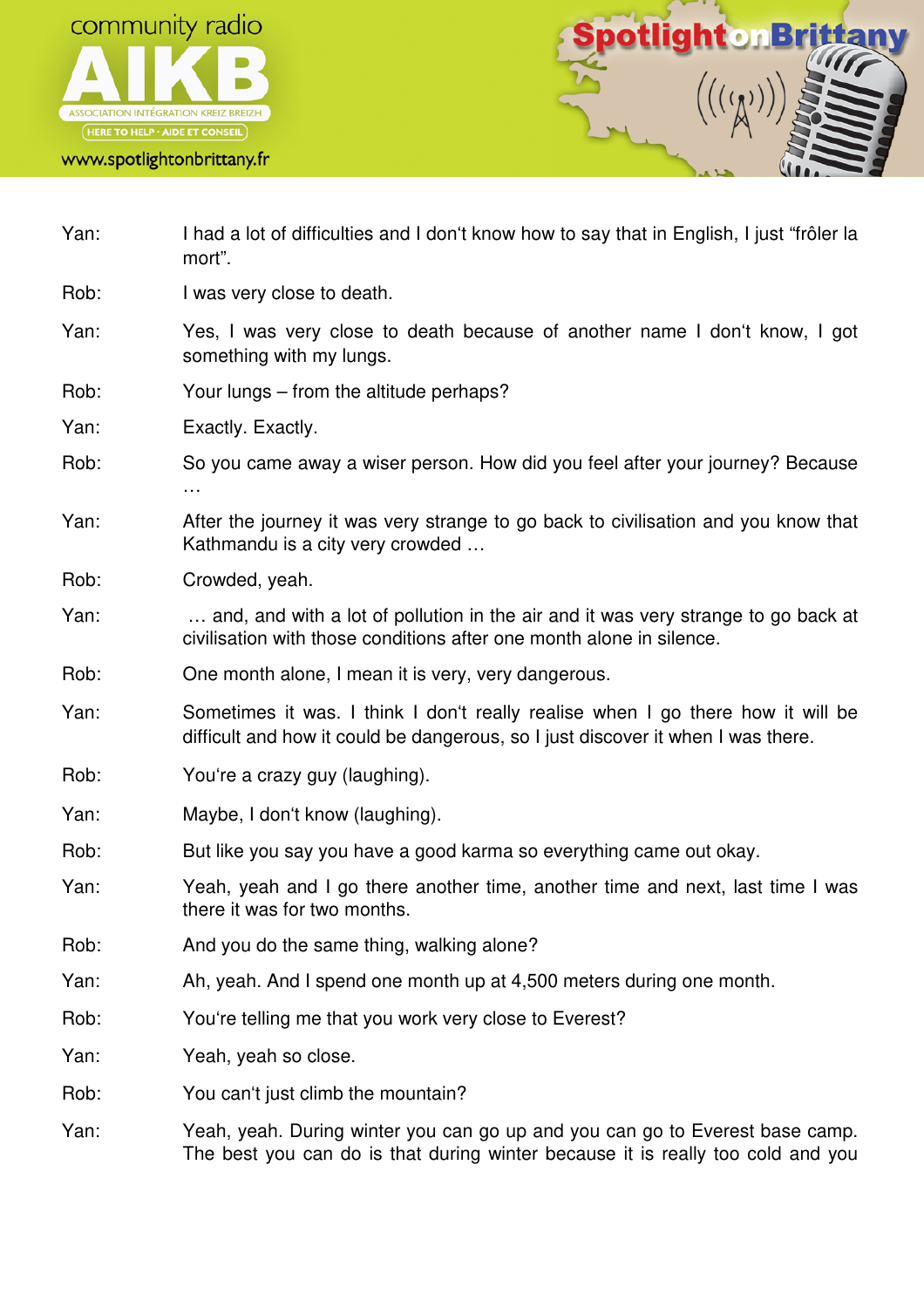Yan: I had a lot of difficulties and I don't know how to say that in English, I just "frôler la mort".

Rob: I was very close to death.

Yan: Yes, I was very close to death because of another name I don't know, I got something with my lungs.

Rob: Your lungs – from the altitude perhaps?

Yan: Exactly. Exactly.

Rob: So you came away a wiser person. How did you feel after your journey? Because …

Yan: After the journey it was very strange to go back to civilisation and you know that Kathmandu is a city very crowded …

Rob: Crowded, yeah.

Yan: … and, and with a lot of pollution in the air and it was very strange to go back at civilisation with those conditions after one month alone in silence.

Rob: One month alone, I mean it is very, very dangerous.

Yan: Sometimes it was. I think I don't really realise when I go there how it will be difficult and how it could be dangerous, so I just discover it when I was there.

Rob: You're a crazy guy (laughing).

Yan: Maybe, I don't know (laughing).

Rob: But like you say you have a good karma so everything came out okay.

Yan: Yeah, yeah and I go there another time, another time and next, last time I was there it was for two months.

Rob: And you do the same thing, walking alone?

Yan: Ah, yeah. And I spend one month up at 4,500 meters during one month.

Rob: You're telling me that you work very close to Everest?

Yan: Yeah, yeah so close.

Rob: You can't just climb the mountain?

Yan: Yeah, yeah. During winter you can go up and you can go to Everest base camp. The best you can do is that during winter because it is really too cold and you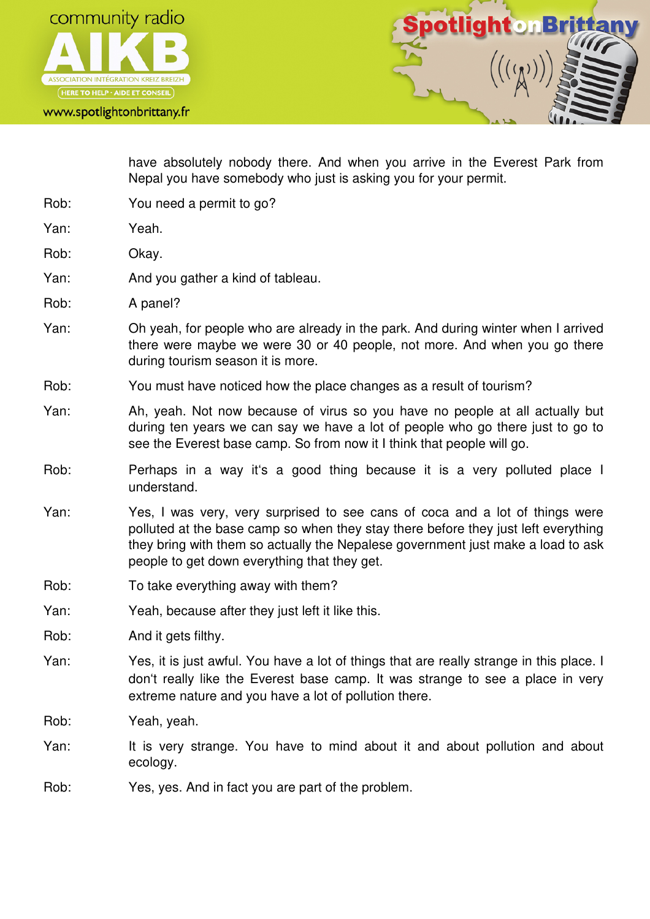have absolutely nobody there. And when you arrive in the Everest Park from Nepal you have somebody who just is asking you for your permit.

Rob: You need a permit to go?

Yan: Yeah.

Rob: Okay.

Yan: And you gather a kind of tableau.

Rob: A panel?

Yan: Oh yeah, for people who are already in the park. And during winter when I arrived there were maybe we were 30 or 40 people, not more. And when you go there during tourism season it is more.

Rob: You must have noticed how the place changes as a result of tourism?

Yan: Ah, yeah. Not now because of virus so you have no people at all actually but during ten years we can say we have a lot of people who go there just to go to see the Everest base camp. So from now it I think that people will go.

Rob: Perhaps in a way it's a good thing because it is a very polluted place I understand.

Yan: Yes, I was very, very surprised to see cans of coca and a lot of things were polluted at the base camp so when they stay there before they just left everything they bring with them so actually the Nepalese government just make a load to ask people to get down everything that they get.

Rob: To take everything away with them?

Yan: Yeah, because after they just left it like this.

Rob: And it gets filthy.

Yan: Yes, it is just awful. You have a lot of things that are really strange in this place. I don't really like the Everest base camp. It was strange to see a place in very extreme nature and you have a lot of pollution there.

Rob: Yeah, yeah.

Yan: It is very strange. You have to mind about it and about pollution and about ecology.

Rob: Yes, yes. And in fact you are part of the problem.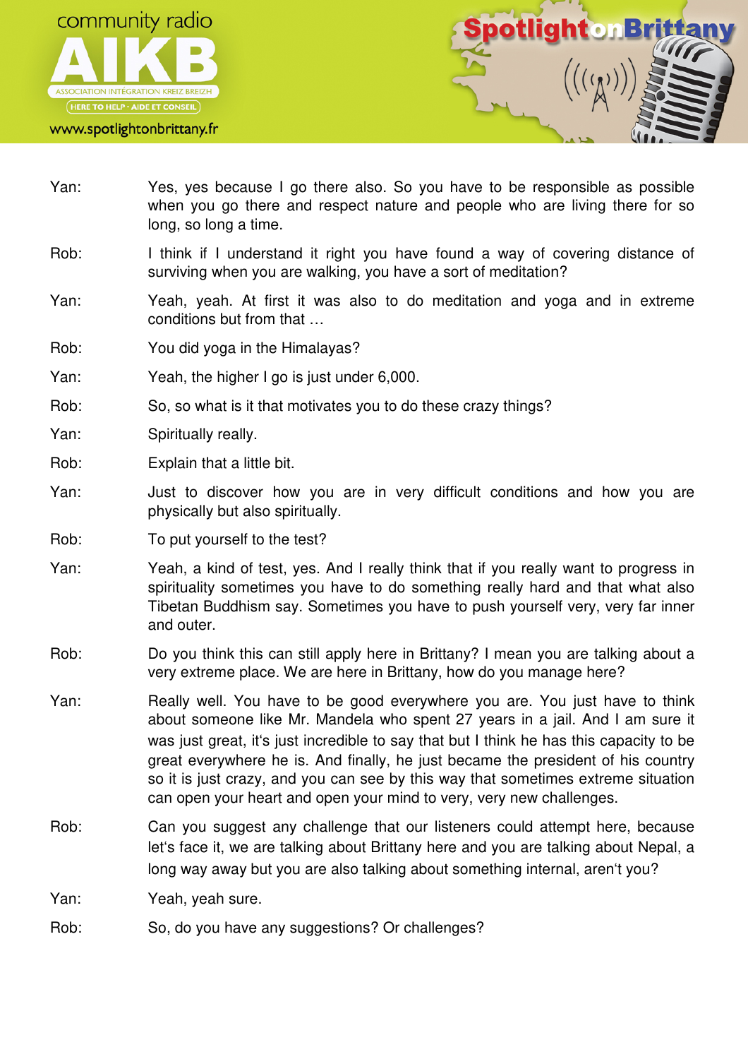Yan: Yes, yes because I go there also. So you have to be responsible as possible when you go there and respect nature and people who are living there for so long, so long a time.

Rob: I think if I understand it right you have found a way of covering distance of surviving when you are walking, you have a sort of meditation?

Yan: Yeah, yeah. At first it was also to do meditation and yoga and in extreme conditions but from that …

Rob: You did yoga in the Himalayas?

Yan: Yeah, the higher I go is just under 6,000.

Rob: So, so what is it that motivates you to do these crazy things?

Yan: Spiritually really.

Rob: Explain that a little bit.

Yan: Just to discover how you are in very difficult conditions and how you are physically but also spiritually.

Rob: To put yourself to the test?

Yan: Yeah, a kind of test, yes. And I really think that if you really want to progress in spirituality sometimes you have to do something really hard and that what also Tibetan Buddhism say. Sometimes you have to push yourself very, very far inner and outer.

Rob: Do you think this can still apply here in Brittany? I mean you are talking about a very extreme place. We are here in Brittany, how do you manage here?

Yan: Really well. You have to be good everywhere you are. You just have to think about someone like Mr. Mandela who spent 27 years in a jail. And I am sure it was just great, it's just incredible to say that but I think he has this capacity to be great everywhere he is. And finally, he just became the president of his country so it is just crazy, and you can see by this way that sometimes extreme situation can open your heart and open your mind to very, very new challenges.

Rob: Can you suggest any challenge that our listeners could attempt here, because let's face it, we are talking about Brittany here and you are talking about Nepal, a long way away but you are also talking about something internal, aren't you?

Yan: Yeah, yeah sure.

Rob: So, do you have any suggestions? Or challenges?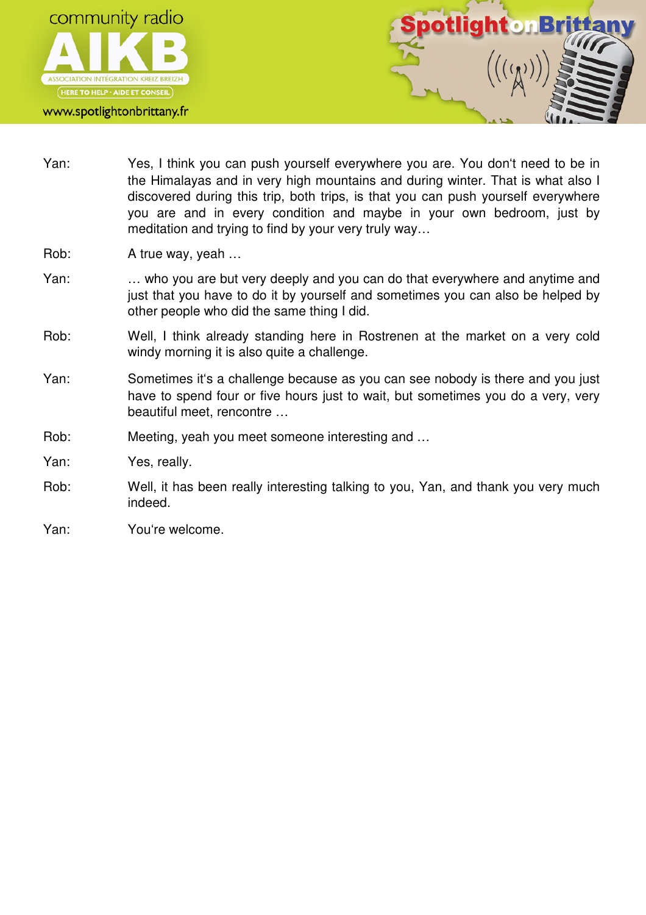Yan: Yes, I think you can push yourself everywhere you are. You don't need to be in the Himalayas and in very high mountains and during winter. That is what also I discovered during this trip, both trips, is that you can push yourself everywhere you are and in every condition and maybe in your own bedroom, just by meditation and trying to find by your very truly way…

Rob: A true way, yeah …

Yan: … who you are but very deeply and you can do that everywhere and anytime and just that you have to do it by yourself and sometimes you can also be helped by other people who did the same thing I did.

Rob: Well, I think already standing here in Rostrenen at the market on a very cold windy morning it is also quite a challenge.

Yan: Sometimes it's a challenge because as you can see nobody is there and you just have to spend four or five hours just to wait, but sometimes you do a very, very beautiful meet, rencontre …

Rob: Meeting, yeah you meet someone interesting and …

Yan: Yes, really.

Rob: Well, it has been really interesting talking to you, Yan, and thank you very much indeed.

Yan: You're welcome.